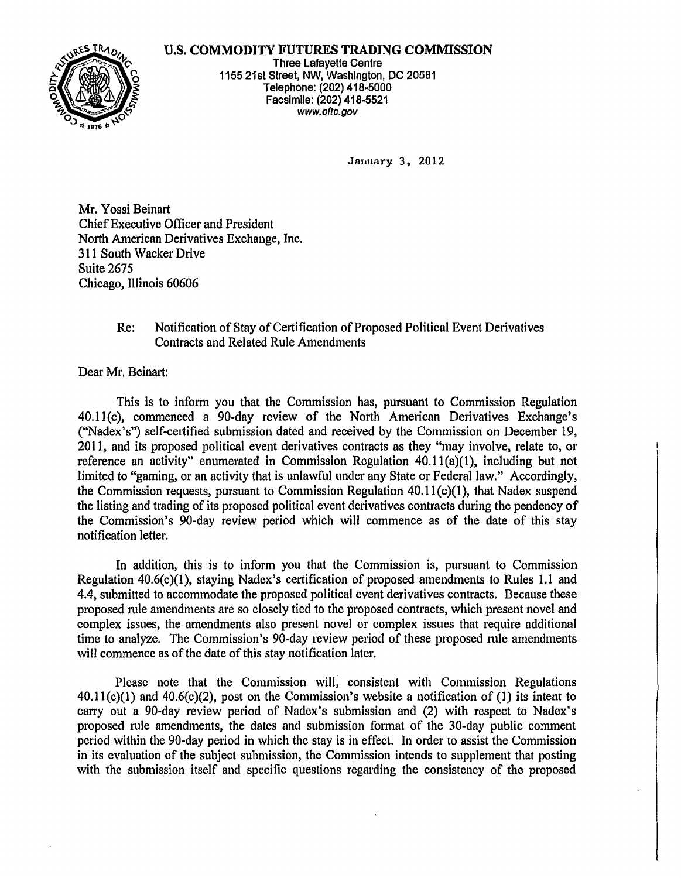# U.S. COMMODITY FUTURES TRADING COMMISSION

Three Lafayette Centre
1155 21st Street, NW, Washington, DC 20581
Telephone: (202) 418-5000
Facsimile: (202) 418-5521
www.cftc.gov

January 3, 2012

Mr. Yossi Beinart
Chief Executive Officer and President
North American Derivatives Exchange, Inc.
311 South Wacker Drive
Suite 2675
Chicago, Illinois 60606

Re: Notification of Stay of Certification of Proposed Political Event Derivatives Contracts and Related Rule Amendments

Dear Mr. Beinart:

This is to inform you that the Commission has, pursuant to Commission Regulation 40.11(c), commenced a 90-day review of the North American Derivatives Exchange's ("Nadex's") self-certified submission dated and received by the Commission on December 19, 2011, and its proposed political event derivatives contracts as they "may involve, relate to, or reference an activity" enumerated in Commission Regulation 40.11(a)(1), including but not limited to "gaming, or an activity that is unlawful under any State or Federal law." Accordingly, the Commission requests, pursuant to Commission Regulation 40.11(c)(1), that Nadex suspend the listing and trading of its proposed political event derivatives contracts during the pendency of the Commission's 90-day review period which will commence as of the date of this stay notification letter.

In addition, this is to inform you that the Commission is, pursuant to Commission Regulation 40.6(c)(1), staying Nadex's certification of proposed amendments to Rules 1.1 and 4.4, submitted to accommodate the proposed political event derivatives contracts. Because these proposed rule amendments are so closely tied to the proposed contracts, which present novel and complex issues, the amendments also present novel or complex issues that require additional time to analyze. The Commission's 90-day review period of these proposed rule amendments will commence as of the date of this stay notification later.

Please note that the Commission will, consistent with Commission Regulations 40.11(c)(1) and 40.6(c)(2), post on the Commission's website a notification of (1) its intent to carry out a 90-day review period of Nadex's submission and (2) with respect to Nadex's proposed rule amendments, the dates and submission format of the 30-day public comment period within the 90-day period in which the stay is in effect. In order to assist the Commission in its evaluation of the subject submission, the Commission intends to supplement that posting with the submission itself and specific questions regarding the consistency of the proposed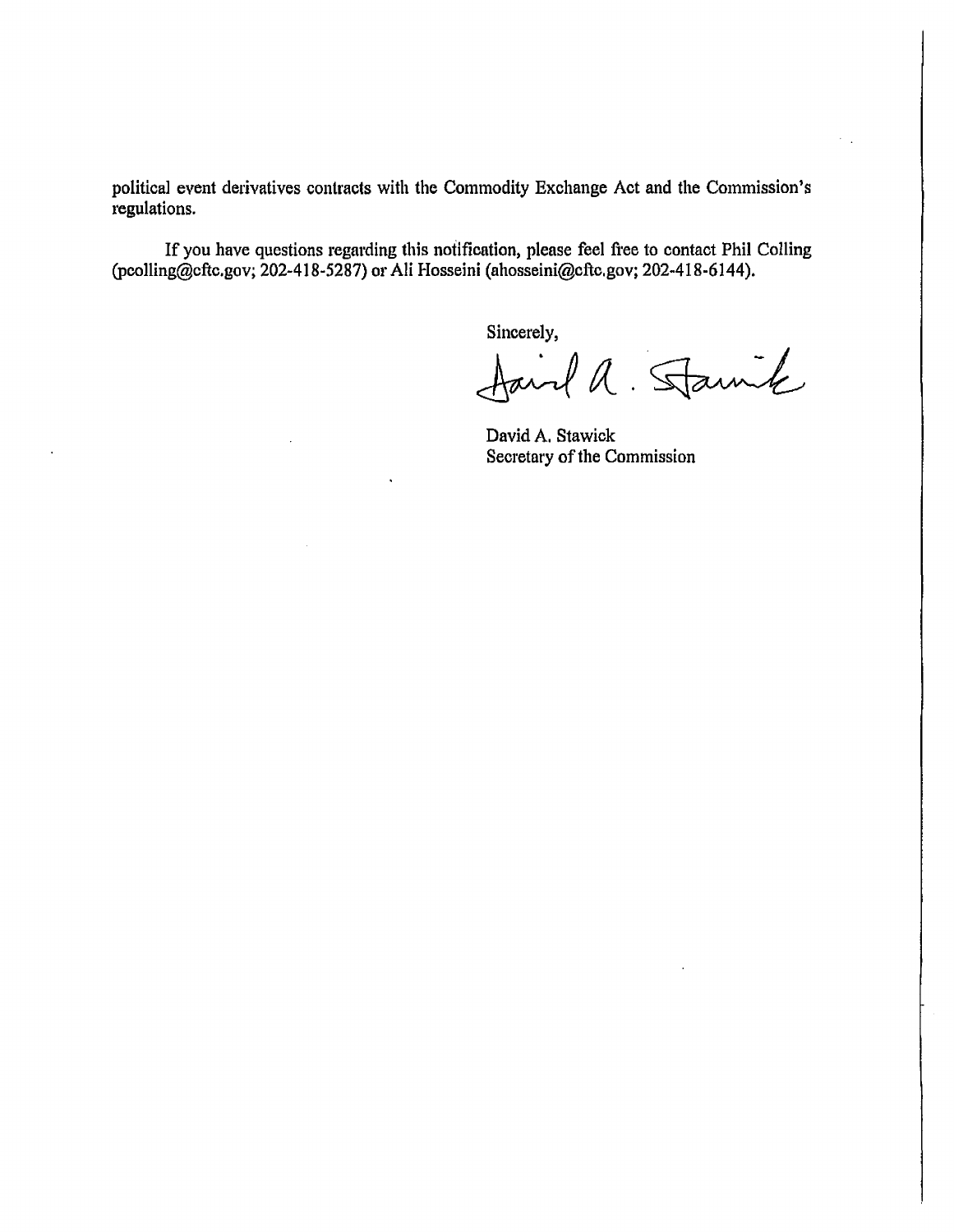political event derivatives contracts with the Commodity Exchange Act and the Commission's regulations.

If you have questions regarding this notification, please feel free to contact Phil Colling (pcolling@cftc.gov; 202-418-5287) or Ali Hosseini (ahosseini@cftc.gov; 202-418-6144).

Sincerely,

David A. Stawick
Secretary of the Commission